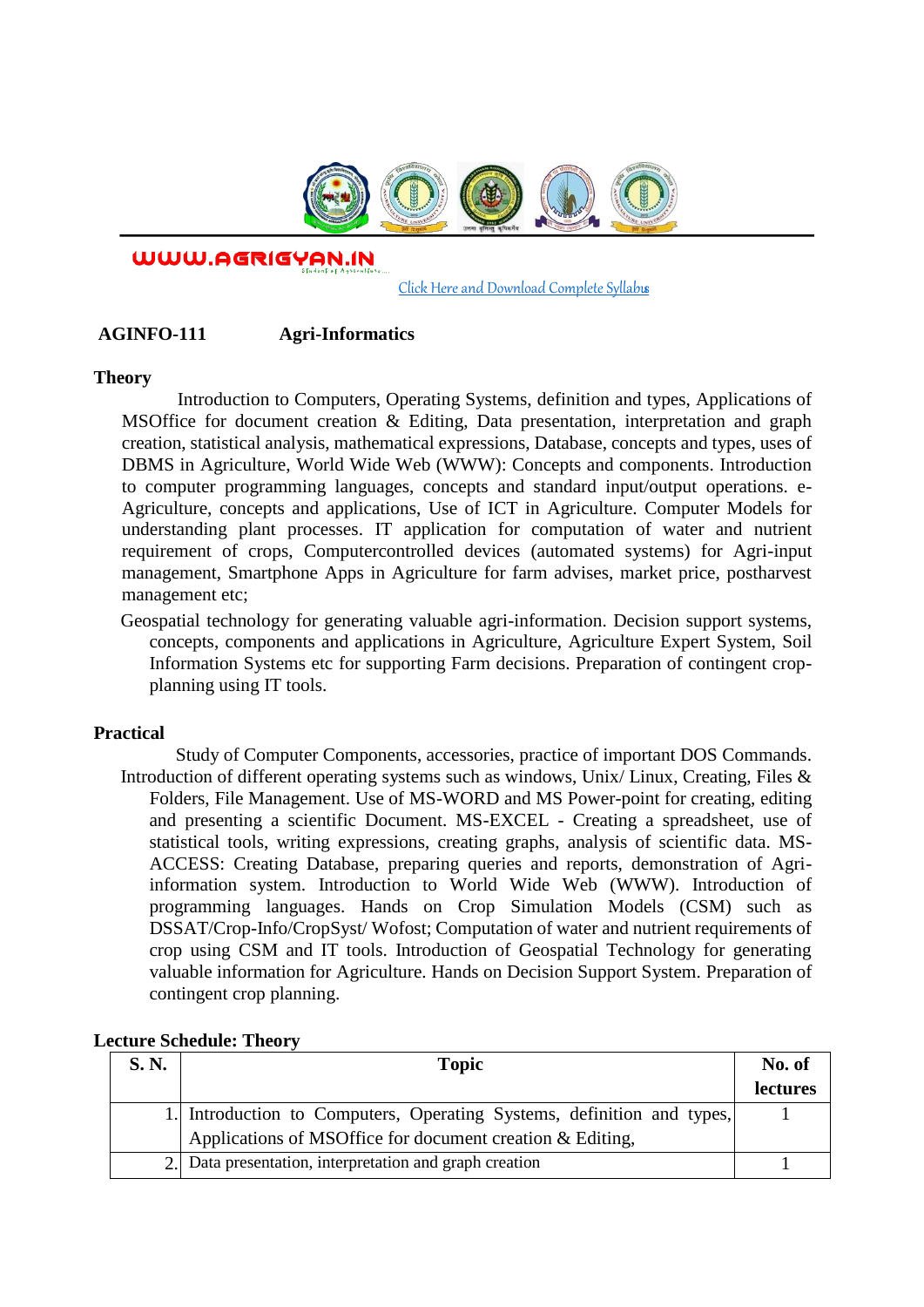WWW.AGRIGYAN.IN

Click Here and Download Complete Syllabus

## AGINFO-111 Agri-Informatics

### Theory

Introduction to Computers, Operating Systems, definition and types, Applications of MSOffice for document creation & Editing, Data presentation, interpretation and graph creation, statistical analysis, mathematical expressions, Database, concepts and types, uses of DBMS in Agriculture, World Wide Web (WWW): Concepts and components. Introduction to computer programming languages, concepts and standard input/output operations. e-Agriculture, concepts and applications, Use of ICT in Agriculture. Computer Models for understanding plant processes. IT application for computation of water and nutrient requirement of crops, Computercontrolled devices (automated systems) for Agri-input management, Smartphone Apps in Agriculture for farm advises, market price, postharvest management etc;

Geospatial technology for generating valuable agri-information. Decision support systems, concepts, components and applications in Agriculture, Agriculture Expert System, Soil Information Systems etc for supporting Farm decisions. Preparation of contingent crop-planning using IT tools.

### Practical

Study of Computer Components, accessories, practice of important DOS Commands. Introduction of different operating systems such as windows, Unix/ Linux, Creating, Files & Folders, File Management. Use of MS-WORD and MS Power-point for creating, editing and presenting a scientific Document. MS-EXCEL - Creating a spreadsheet, use of statistical tools, writing expressions, creating graphs, analysis of scientific data. MS-ACCESS: Creating Database, preparing queries and reports, demonstration of Agri-information system. Introduction to World Wide Web (WWW). Introduction of programming languages. Hands on Crop Simulation Models (CSM) such as DSSAT/Crop-Info/CropSyst/ Wofost; Computation of water and nutrient requirements of crop using CSM and IT tools. Introduction of Geospatial Technology for generating valuable information for Agriculture. Hands on Decision Support System. Preparation of contingent crop planning.

### Lecture Schedule: Theory

| S. N. | Topic | No. of lectures |
|---|---|---|
| 1. | Introduction to Computers, Operating Systems, definition and types, Applications of MSOffice for document creation & Editing, | 1 |
| 2. | Data presentation, interpretation and graph creation | 1 |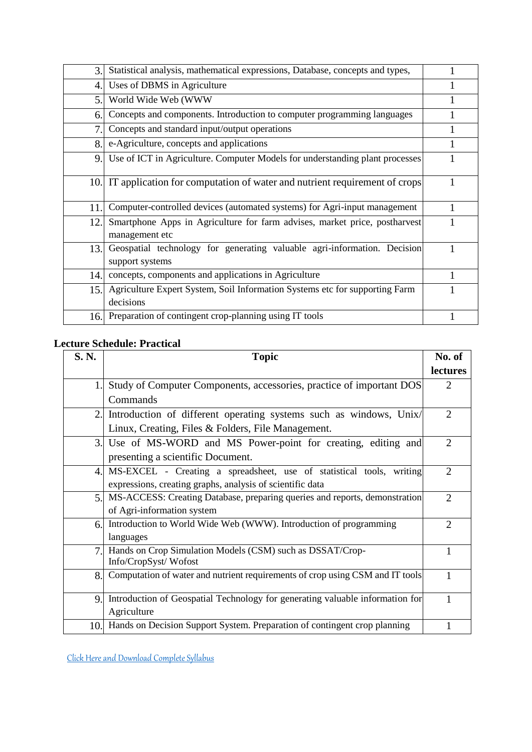| | | |
|---|---|---|
| 3. | Statistical analysis, mathematical expressions, Database, concepts and types, | 1 |
| 4. | Uses of DBMS in Agriculture | 1 |
| 5. | World Wide Web (WWW | 1 |
| 6. | Concepts and components. Introduction to computer programming languages | 1 |
| 7. | Concepts and standard input/output operations | 1 |
| 8. | e-Agriculture, concepts and applications | 1 |
| 9. | Use of ICT in Agriculture. Computer Models for understanding plant processes | 1 |
| 10. | IT application for computation of water and nutrient requirement of crops | 1 |
| 11. | Computer-controlled devices (automated systems) for Agri-input management | 1 |
| 12. | Smartphone Apps in Agriculture for farm advises, market price, postharvest management etc | 1 |
| 13. | Geospatial technology for generating valuable agri-information. Decision support systems | 1 |
| 14. | concepts, components and applications in Agriculture | 1 |
| 15. | Agriculture Expert System, Soil Information Systems etc for supporting Farm decisions | 1 |
| 16. | Preparation of contingent crop-planning using IT tools | 1 |

**Lecture Schedule: Practical**

| S. N. | Topic | No. of lectures |
|---|---|---|
| 1. | Study of Computer Components, accessories, practice of important DOS Commands | 2 |
| 2. | Introduction of different operating systems such as windows, Unix/ Linux, Creating, Files & Folders, File Management. | 2 |
| 3. | Use of MS-WORD and MS Power-point for creating, editing and presenting a scientific Document. | 2 |
| 4. | MS-EXCEL - Creating a spreadsheet, use of statistical tools, writing expressions, creating graphs, analysis of scientific data | 2 |
| 5. | MS-ACCESS: Creating Database, preparing queries and reports, demonstration of Agri-information system | 2 |
| 6. | Introduction to World Wide Web (WWW). Introduction of programming languages | 2 |
| 7. | Hands on Crop Simulation Models (CSM) such as DSSAT/Crop-Info/CropSyst/ Wofost | 1 |
| 8. | Computation of water and nutrient requirements of crop using CSM and IT tools | 1 |
| 9. | Introduction of Geospatial Technology for generating valuable information for Agriculture | 1 |
| 10. | Hands on Decision Support System. Preparation of contingent crop planning | 1 |

Click Here and Download Complete Syllabus